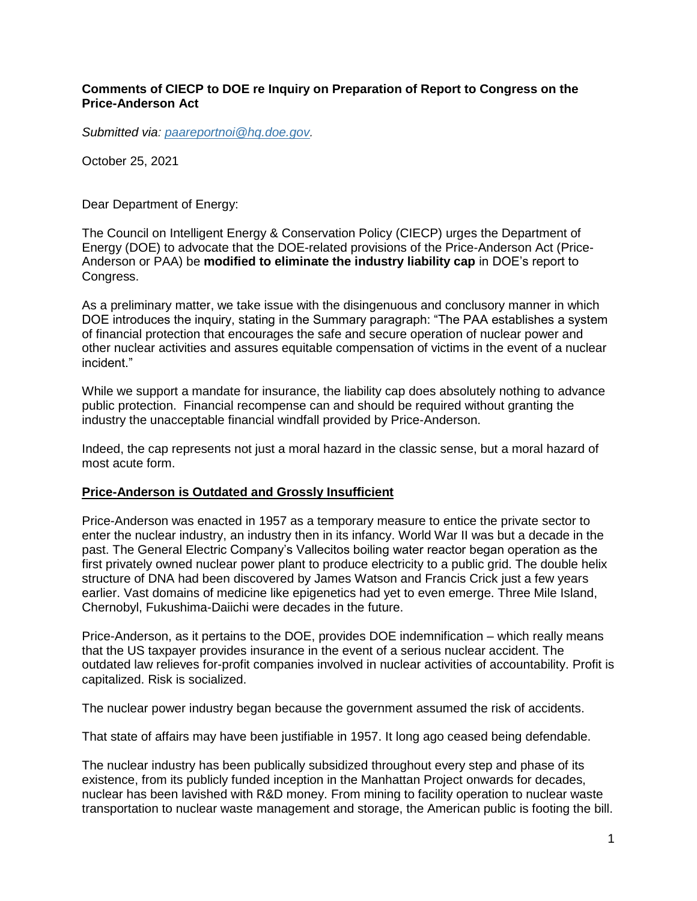**Comments of CIECP to DOE re Inquiry on Preparation of Report to Congress on the Price-Anderson Act**

*Submitted via: [paareportnoi@hq.doe.gov](mailto:paareportnoi@hq.doe.gov).*

October 25, 2021

Dear Department of Energy:

The Council on Intelligent Energy & Conservation Policy (CIECP) urges the Department of Energy (DOE) to advocate that the DOE-related provisions of the Price-Anderson Act (Price-Anderson or PAA) be **modified to eliminate the industry liability cap** in DOE's report to Congress.

As a preliminary matter, we take issue with the disingenuous and conclusory manner in which DOE introduces the inquiry, stating in the Summary paragraph: "The PAA establishes a system of financial protection that encourages the safe and secure operation of nuclear power and other nuclear activities and assures equitable compensation of victims in the event of a nuclear incident."

While we support a mandate for insurance, the liability cap does absolutely nothing to advance public protection. Financial recompense can and should be required without granting the industry the unacceptable financial windfall provided by Price-Anderson.

Indeed, the cap represents not just a moral hazard in the classic sense, but a moral hazard of most acute form.

**Price-Anderson is Outdated and Grossly Insufficient**

Price-Anderson was enacted in 1957 as a temporary measure to entice the private sector to enter the nuclear industry, an industry then in its infancy. World War II was but a decade in the past. The General Electric Company's Vallecitos boiling water reactor began operation as the first privately owned nuclear power plant to produce electricity to a public grid. The double helix structure of DNA had been discovered by James Watson and Francis Crick just a few years earlier. Vast domains of medicine like epigenetics had yet to even emerge. Three Mile Island, Chernobyl, Fukushima-Daiichi were decades in the future.

Price-Anderson, as it pertains to the DOE, provides DOE indemnification – which really means that the US taxpayer provides insurance in the event of a serious nuclear accident. The outdated law relieves for-profit companies involved in nuclear activities of accountability. Profit is capitalized. Risk is socialized.

The nuclear power industry began because the government assumed the risk of accidents.

That state of affairs may have been justifiable in 1957. It long ago ceased being defendable.

The nuclear industry has been publically subsidized throughout every step and phase of its existence, from its publicly funded inception in the Manhattan Project onwards for decades, nuclear has been lavished with R&D money. From mining to facility operation to nuclear waste transportation to nuclear waste management and storage, the American public is footing the bill.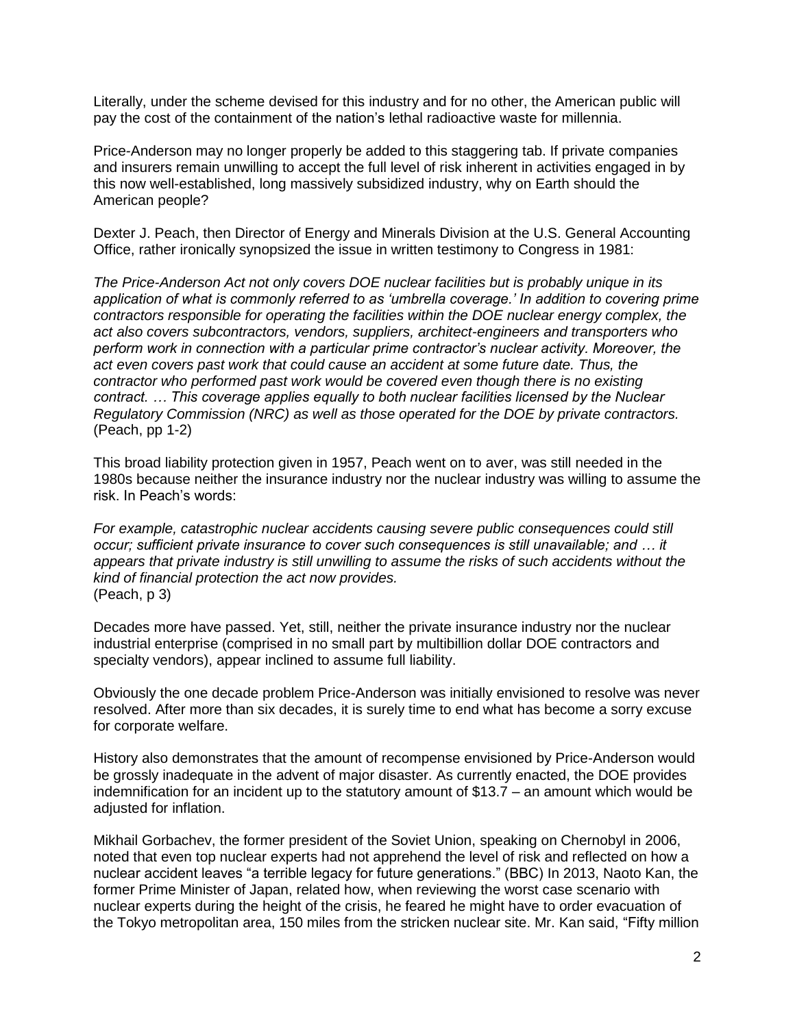Literally, under the scheme devised for this industry and for no other, the American public will pay the cost of the containment of the nation's lethal radioactive waste for millennia.

Price-Anderson may no longer properly be added to this staggering tab. If private companies and insurers remain unwilling to accept the full level of risk inherent in activities engaged in by this now well-established, long massively subsidized industry, why on Earth should the American people?

Dexter J. Peach, then Director of Energy and Minerals Division at the U.S. General Accounting Office, rather ironically synopsized the issue in written testimony to Congress in 1981:

*The Price-Anderson Act not only covers DOE nuclear facilities but is probably unique in its application of what is commonly referred to as 'umbrella coverage.' In addition to covering prime contractors responsible for operating the facilities within the DOE nuclear energy complex, the act also covers subcontractors, vendors, suppliers, architect-engineers and transporters who perform work in connection with a particular prime contractor's nuclear activity. Moreover, the act even covers past work that could cause an accident at some future date. Thus, the contractor who performed past work would be covered even though there is no existing contract. … This coverage applies equally to both nuclear facilities licensed by the Nuclear Regulatory Commission (NRC) as well as those operated for the DOE by private contractors.* (Peach, pp 1-2)

This broad liability protection given in 1957, Peach went on to aver, was still needed in the 1980s because neither the insurance industry nor the nuclear industry was willing to assume the risk. In Peach's words:

*For example, catastrophic nuclear accidents causing severe public consequences could still occur; sufficient private insurance to cover such consequences is still unavailable; and … it appears that private industry is still unwilling to assume the risks of such accidents without the kind of financial protection the act now provides.*
(Peach, p 3)

Decades more have passed. Yet, still, neither the private insurance industry nor the nuclear industrial enterprise (comprised in no small part by multibillion dollar DOE contractors and specialty vendors), appear inclined to assume full liability.

Obviously the one decade problem Price-Anderson was initially envisioned to resolve was never resolved. After more than six decades, it is surely time to end what has become a sorry excuse for corporate welfare.

History also demonstrates that the amount of recompense envisioned by Price-Anderson would be grossly inadequate in the advent of major disaster. As currently enacted, the DOE provides indemnification for an incident up to the statutory amount of $13.7 – an amount which would be adjusted for inflation.

Mikhail Gorbachev, the former president of the Soviet Union, speaking on Chernobyl in 2006, noted that even top nuclear experts had not apprehend the level of risk and reflected on how a nuclear accident leaves "a terrible legacy for future generations." (BBC) In 2013, Naoto Kan, the former Prime Minister of Japan, related how, when reviewing the worst case scenario with nuclear experts during the height of the crisis, he feared he might have to order evacuation of the Tokyo metropolitan area, 150 miles from the stricken nuclear site. Mr. Kan said, "Fifty million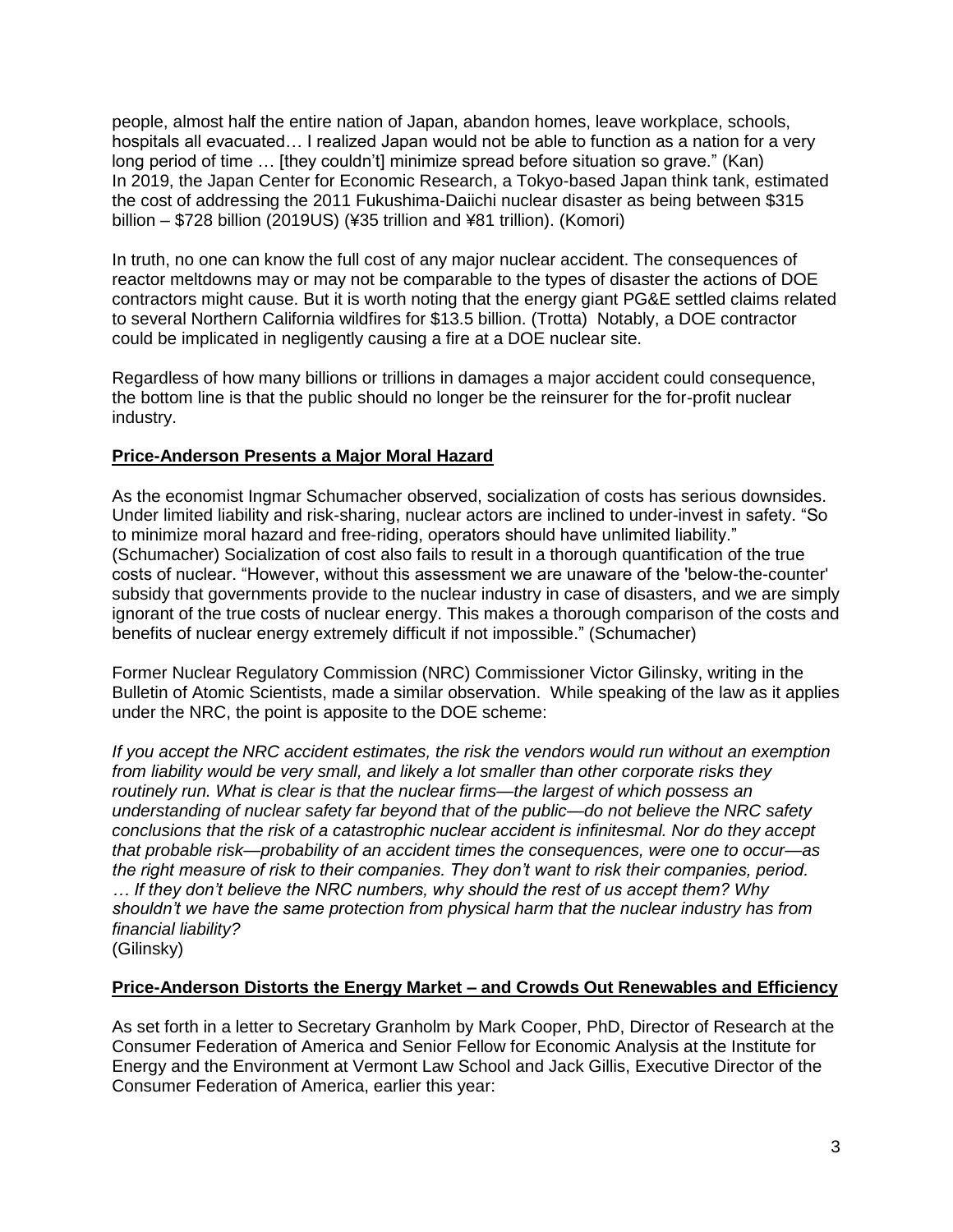people, almost half the entire nation of Japan, abandon homes, leave workplace, schools, hospitals all evacuated… I realized Japan would not be able to function as a nation for a very long period of time … [they couldn't] minimize spread before situation so grave." (Kan) In 2019, the Japan Center for Economic Research, a Tokyo-based Japan think tank, estimated the cost of addressing the 2011 Fukushima-Daiichi nuclear disaster as being between $315 billion – $728 billion (2019US) (¥35 trillion and ¥81 trillion). (Komori)

In truth, no one can know the full cost of any major nuclear accident. The consequences of reactor meltdowns may or may not be comparable to the types of disaster the actions of DOE contractors might cause. But it is worth noting that the energy giant PG&E settled claims related to several Northern California wildfires for $13.5 billion. (Trotta) Notably, a DOE contractor could be implicated in negligently causing a fire at a DOE nuclear site.

Regardless of how many billions or trillions in damages a major accident could consequence, the bottom line is that the public should no longer be the reinsurer for the for-profit nuclear industry.

## Price-Anderson Presents a Major Moral Hazard

As the economist Ingmar Schumacher observed, socialization of costs has serious downsides. Under limited liability and risk-sharing, nuclear actors are inclined to under-invest in safety. "So to minimize moral hazard and free-riding, operators should have unlimited liability." (Schumacher) Socialization of cost also fails to result in a thorough quantification of the true costs of nuclear. "However, without this assessment we are unaware of the 'below-the-counter' subsidy that governments provide to the nuclear industry in case of disasters, and we are simply ignorant of the true costs of nuclear energy. This makes a thorough comparison of the costs and benefits of nuclear energy extremely difficult if not impossible." (Schumacher)

Former Nuclear Regulatory Commission (NRC) Commissioner Victor Gilinsky, writing in the Bulletin of Atomic Scientists, made a similar observation. While speaking of the law as it applies under the NRC, the point is apposite to the DOE scheme:

*If you accept the NRC accident estimates, the risk the vendors would run without an exemption from liability would be very small, and likely a lot smaller than other corporate risks they routinely run. What is clear is that the nuclear firms—the largest of which possess an understanding of nuclear safety far beyond that of the public—do not believe the NRC safety conclusions that the risk of a catastrophic nuclear accident is infinitesmal. Nor do they accept that probable risk—probability of an accident times the consequences, were one to occur—as the right measure of risk to their companies. They don't want to risk their companies, period. … If they don't believe the NRC numbers, why should the rest of us accept them? Why shouldn't we have the same protection from physical harm that the nuclear industry has from financial liability?*
(Gilinsky)

## Price-Anderson Distorts the Energy Market – and Crowds Out Renewables and Efficiency

As set forth in a letter to Secretary Granholm by Mark Cooper, PhD, Director of Research at the Consumer Federation of America and Senior Fellow for Economic Analysis at the Institute for Energy and the Environment at Vermont Law School and Jack Gillis, Executive Director of the Consumer Federation of America, earlier this year: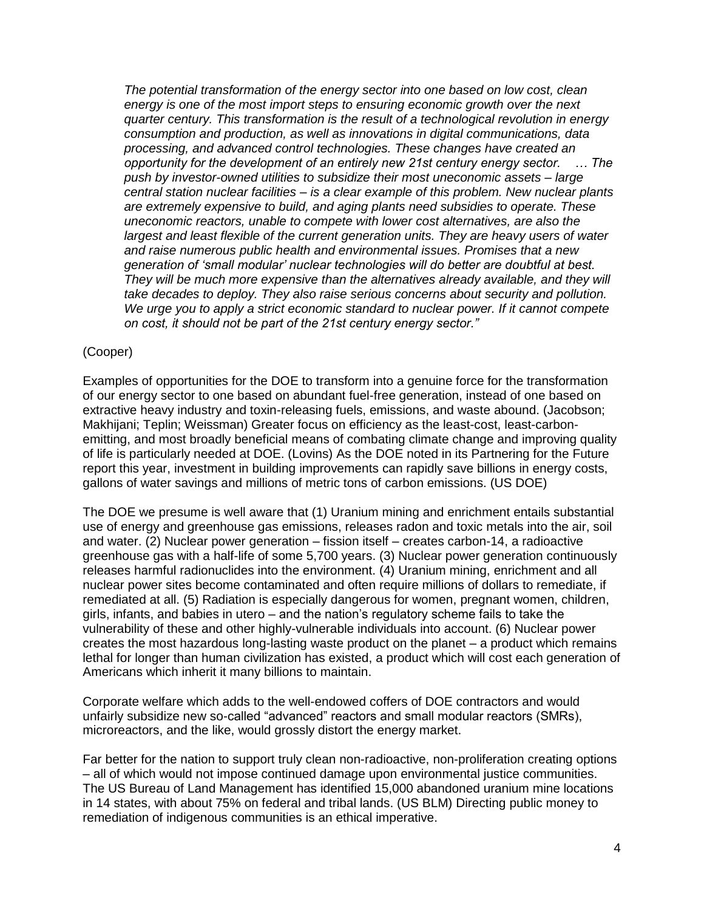*The potential transformation of the energy sector into one based on low cost, clean energy is one of the most import steps to ensuring economic growth over the next quarter century. This transformation is the result of a technological revolution in energy consumption and production, as well as innovations in digital communications, data processing, and advanced control technologies. These changes have created an opportunity for the development of an entirely new 21st century energy sector. … The push by investor-owned utilities to subsidize their most uneconomic assets – large central station nuclear facilities – is a clear example of this problem. New nuclear plants are extremely expensive to build, and aging plants need subsidies to operate. These uneconomic reactors, unable to compete with lower cost alternatives, are also the largest and least flexible of the current generation units. They are heavy users of water and raise numerous public health and environmental issues. Promises that a new generation of 'small modular' nuclear technologies will do better are doubtful at best. They will be much more expensive than the alternatives already available, and they will take decades to deploy. They also raise serious concerns about security and pollution. We urge you to apply a strict economic standard to nuclear power. If it cannot compete on cost, it should not be part of the 21st century energy sector."*

(Cooper)

Examples of opportunities for the DOE to transform into a genuine force for the transformation of our energy sector to one based on abundant fuel-free generation, instead of one based on extractive heavy industry and toxin-releasing fuels, emissions, and waste abound. (Jacobson; Makhijani; Teplin; Weissman) Greater focus on efficiency as the least-cost, least-carbon-emitting, and most broadly beneficial means of combating climate change and improving quality of life is particularly needed at DOE. (Lovins) As the DOE noted in its Partnering for the Future report this year, investment in building improvements can rapidly save billions in energy costs, gallons of water savings and millions of metric tons of carbon emissions. (US DOE)

The DOE we presume is well aware that (1) Uranium mining and enrichment entails substantial use of energy and greenhouse gas emissions, releases radon and toxic metals into the air, soil and water. (2) Nuclear power generation – fission itself – creates carbon-14, a radioactive greenhouse gas with a half-life of some 5,700 years. (3) Nuclear power generation continuously releases harmful radionuclides into the environment. (4) Uranium mining, enrichment and all nuclear power sites become contaminated and often require millions of dollars to remediate, if remediated at all. (5) Radiation is especially dangerous for women, pregnant women, children, girls, infants, and babies in utero – and the nation's regulatory scheme fails to take the vulnerability of these and other highly-vulnerable individuals into account. (6) Nuclear power creates the most hazardous long-lasting waste product on the planet – a product which remains lethal for longer than human civilization has existed, a product which will cost each generation of Americans which inherit it many billions to maintain.

Corporate welfare which adds to the well-endowed coffers of DOE contractors and would unfairly subsidize new so-called "advanced" reactors and small modular reactors (SMRs), microreactors, and the like, would grossly distort the energy market.

Far better for the nation to support truly clean non-radioactive, non-proliferation creating options – all of which would not impose continued damage upon environmental justice communities. The US Bureau of Land Management has identified 15,000 abandoned uranium mine locations in 14 states, with about 75% on federal and tribal lands. (US BLM) Directing public money to remediation of indigenous communities is an ethical imperative.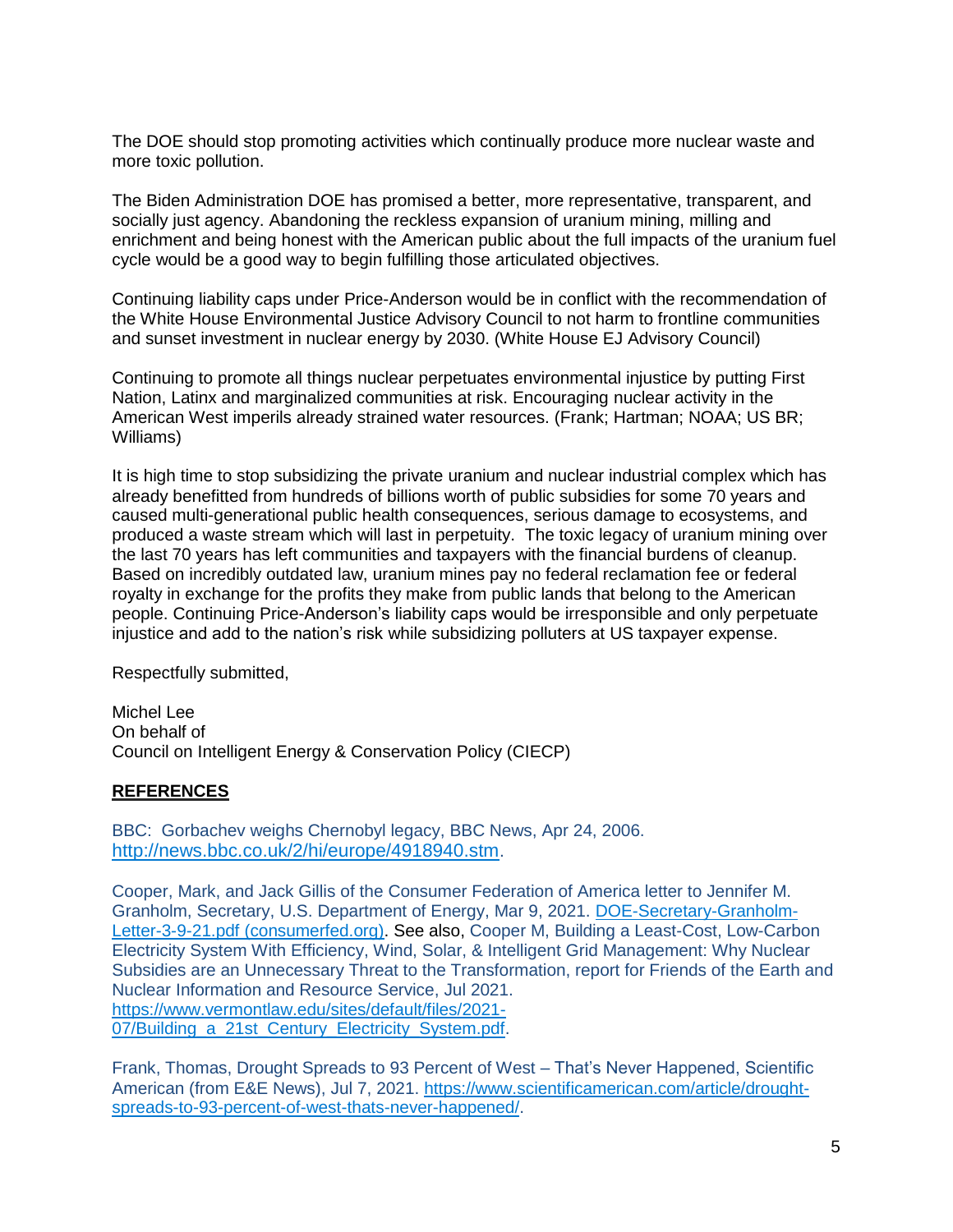The DOE should stop promoting activities which continually produce more nuclear waste and more toxic pollution.

The Biden Administration DOE has promised a better, more representative, transparent, and socially just agency. Abandoning the reckless expansion of uranium mining, milling and enrichment and being honest with the American public about the full impacts of the uranium fuel cycle would be a good way to begin fulfilling those articulated objectives.

Continuing liability caps under Price-Anderson would be in conflict with the recommendation of the White House Environmental Justice Advisory Council to not harm to frontline communities and sunset investment in nuclear energy by 2030. (White House EJ Advisory Council)

Continuing to promote all things nuclear perpetuates environmental injustice by putting First Nation, Latinx and marginalized communities at risk. Encouraging nuclear activity in the American West imperils already strained water resources. (Frank; Hartman; NOAA; US BR; Williams)

It is high time to stop subsidizing the private uranium and nuclear industrial complex which has already benefitted from hundreds of billions worth of public subsidies for some 70 years and caused multi-generational public health consequences, serious damage to ecosystems, and produced a waste stream which will last in perpetuity. The toxic legacy of uranium mining over the last 70 years has left communities and taxpayers with the financial burdens of cleanup. Based on incredibly outdated law, uranium mines pay no federal reclamation fee or federal royalty in exchange for the profits they make from public lands that belong to the American people. Continuing Price-Anderson's liability caps would be irresponsible and only perpetuate injustice and add to the nation's risk while subsidizing polluters at US taxpayer expense.

Respectfully submitted,

Michel Lee
On behalf of
Council on Intelligent Energy & Conservation Policy (CIECP)

## REFERENCES

BBC: Gorbachev weighs Chernobyl legacy, BBC News, Apr 24, 2006. http://news.bbc.co.uk/2/hi/europe/4918940.stm.

Cooper, Mark, and Jack Gillis of the Consumer Federation of America letter to Jennifer M. Granholm, Secretary, U.S. Department of Energy, Mar 9, 2021. DOE-Secretary-Granholm-Letter-3-9-21.pdf (consumerfed.org). See also, Cooper M, Building a Least-Cost, Low-Carbon Electricity System With Efficiency, Wind, Solar, & Intelligent Grid Management: Why Nuclear Subsidies are an Unnecessary Threat to the Transformation, report for Friends of the Earth and Nuclear Information and Resource Service, Jul 2021. https://www.vermontlaw.edu/sites/default/files/2021-07/Building_a_21st_Century_Electricity_System.pdf.

Frank, Thomas, Drought Spreads to 93 Percent of West – That's Never Happened, Scientific American (from E&E News), Jul 7, 2021. https://www.scientificamerican.com/article/drought-spreads-to-93-percent-of-west-thats-never-happened/.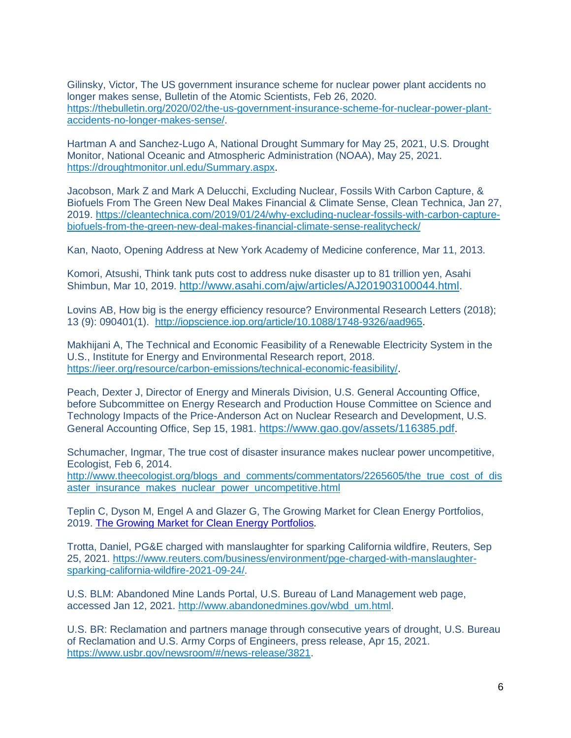Gilinsky, Victor, The US government insurance scheme for nuclear power plant accidents no longer makes sense, Bulletin of the Atomic Scientists, Feb 26, 2020. https://thebulletin.org/2020/02/the-us-government-insurance-scheme-for-nuclear-power-plant-accidents-no-longer-makes-sense/.

Hartman A and Sanchez-Lugo A, National Drought Summary for May 25, 2021, U.S. Drought Monitor, National Oceanic and Atmospheric Administration (NOAA), May 25, 2021. https://droughtmonitor.unl.edu/Summary.aspx.

Jacobson, Mark Z and Mark A Delucchi, Excluding Nuclear, Fossils With Carbon Capture, & Biofuels From The Green New Deal Makes Financial & Climate Sense, Clean Technica, Jan 27, 2019. https://cleantechnica.com/2019/01/24/why-excluding-nuclear-fossils-with-carbon-capture-biofuels-from-the-green-new-deal-makes-financial-climate-sense-realitycheck/

Kan, Naoto, Opening Address at New York Academy of Medicine conference, Mar 11, 2013.

Komori, Atsushi, Think tank puts cost to address nuke disaster up to 81 trillion yen, Asahi Shimbun, Mar 10, 2019. http://www.asahi.com/ajw/articles/AJ201903100044.html.

Lovins AB, How big is the energy efficiency resource? Environmental Research Letters (2018); 13 (9): 090401(1). http://iopscience.iop.org/article/10.1088/1748-9326/aad965.

Makhijani A, The Technical and Economic Feasibility of a Renewable Electricity System in the U.S., Institute for Energy and Environmental Research report, 2018. https://ieer.org/resource/carbon-emissions/technical-economic-feasibility/.

Peach, Dexter J, Director of Energy and Minerals Division, U.S. General Accounting Office, before Subcommittee on Energy Research and Production House Committee on Science and Technology Impacts of the Price-Anderson Act on Nuclear Research and Development, U.S. General Accounting Office, Sep 15, 1981. https://www.gao.gov/assets/116385.pdf.

Schumacher, Ingmar, The true cost of disaster insurance makes nuclear power uncompetitive, Ecologist, Feb 6, 2014. http://www.theecologist.org/blogs_and_comments/commentators/2265605/the_true_cost_of_disaster_insurance_makes_nuclear_power_uncompetitive.html

Teplin C, Dyson M, Engel A and Glazer G, The Growing Market for Clean Energy Portfolios, 2019. The Growing Market for Clean Energy Portfolios.

Trotta, Daniel, PG&E charged with manslaughter for sparking California wildfire, Reuters, Sep 25, 2021. https://www.reuters.com/business/environment/pge-charged-with-manslaughter-sparking-california-wildfire-2021-09-24/.

U.S. BLM: Abandoned Mine Lands Portal, U.S. Bureau of Land Management web page, accessed Jan 12, 2021. http://www.abandonedmines.gov/wbd_um.html.

U.S. BR: Reclamation and partners manage through consecutive years of drought, U.S. Bureau of Reclamation and U.S. Army Corps of Engineers, press release, Apr 15, 2021. https://www.usbr.gov/newsroom/#/news-release/3821.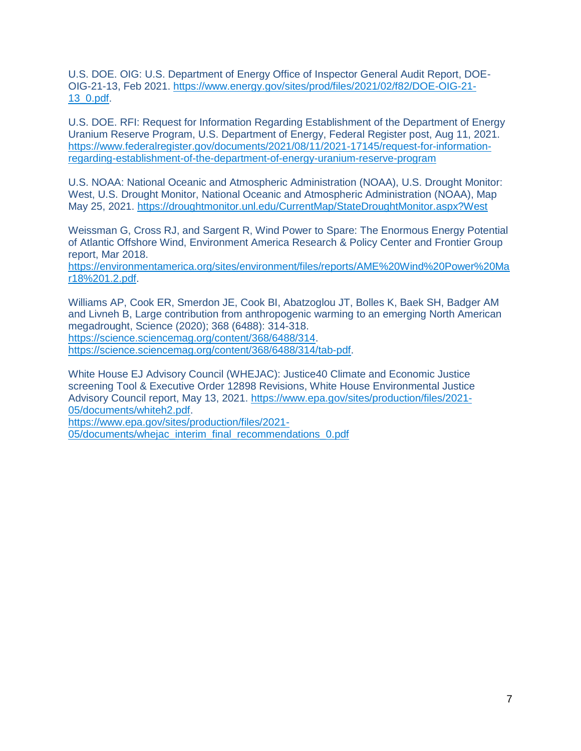U.S. DOE. OIG: U.S. Department of Energy Office of Inspector General Audit Report, DOE-OIG-21-13, Feb 2021. https://www.energy.gov/sites/prod/files/2021/02/f82/DOE-OIG-21-13_0.pdf.

U.S. DOE. RFI: Request for Information Regarding Establishment of the Department of Energy Uranium Reserve Program, U.S. Department of Energy, Federal Register post, Aug 11, 2021. https://www.federalregister.gov/documents/2021/08/11/2021-17145/request-for-information-regarding-establishment-of-the-department-of-energy-uranium-reserve-program

U.S. NOAA: National Oceanic and Atmospheric Administration (NOAA), U.S. Drought Monitor: West, U.S. Drought Monitor, National Oceanic and Atmospheric Administration (NOAA), Map May 25, 2021. https://droughtmonitor.unl.edu/CurrentMap/StateDroughtMonitor.aspx?West

Weissman G, Cross RJ, and Sargent R, Wind Power to Spare: The Enormous Energy Potential of Atlantic Offshore Wind, Environment America Research & Policy Center and Frontier Group report, Mar 2018. https://environmentamerica.org/sites/environment/files/reports/AME%20Wind%20Power%20Mar18%201.2.pdf.

Williams AP, Cook ER, Smerdon JE, Cook BI, Abatzoglou JT, Bolles K, Baek SH, Badger AM and Livneh B, Large contribution from anthropogenic warming to an emerging North American megadrought, Science (2020); 368 (6488): 314-318. https://science.sciencemag.org/content/368/6488/314. https://science.sciencemag.org/content/368/6488/314/tab-pdf.

White House EJ Advisory Council (WHEJAC): Justice40 Climate and Economic Justice screening Tool & Executive Order 12898 Revisions, White House Environmental Justice Advisory Council report, May 13, 2021. https://www.epa.gov/sites/production/files/2021-05/documents/whiteh2.pdf. https://www.epa.gov/sites/production/files/2021-05/documents/whejac_interim_final_recommendations_0.pdf